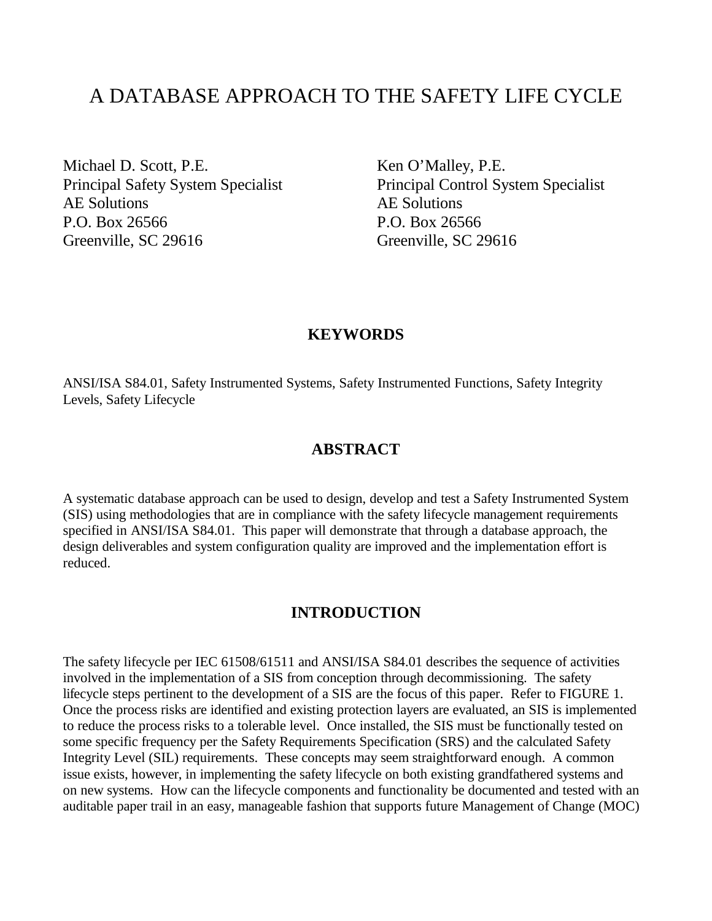# A DATABASE APPROACH TO THE SAFETY LIFE CYCLE

Michael D. Scott, P.E.
Principal Safety System Specialist
AE Solutions
P.O. Box 26566
Greenville, SC 29616

Ken O'Malley, P.E.
Principal Control System Specialist
AE Solutions
P.O. Box 26566
Greenville, SC 29616

## KEYWORDS

ANSI/ISA S84.01, Safety Instrumented Systems, Safety Instrumented Functions, Safety Integrity Levels, Safety Lifecycle

## ABSTRACT

A systematic database approach can be used to design, develop and test a Safety Instrumented System (SIS) using methodologies that are in compliance with the safety lifecycle management requirements specified in ANSI/ISA S84.01. This paper will demonstrate that through a database approach, the design deliverables and system configuration quality are improved and the implementation effort is reduced.

## INTRODUCTION

The safety lifecycle per IEC 61508/61511 and ANSI/ISA S84.01 describes the sequence of activities involved in the implementation of a SIS from conception through decommissioning. The safety lifecycle steps pertinent to the development of a SIS are the focus of this paper. Refer to FIGURE 1. Once the process risks are identified and existing protection layers are evaluated, an SIS is implemented to reduce the process risks to a tolerable level. Once installed, the SIS must be functionally tested on some specific frequency per the Safety Requirements Specification (SRS) and the calculated Safety Integrity Level (SIL) requirements. These concepts may seem straightforward enough. A common issue exists, however, in implementing the safety lifecycle on both existing grandfathered systems and on new systems. How can the lifecycle components and functionality be documented and tested with an auditable paper trail in an easy, manageable fashion that supports future Management of Change (MOC)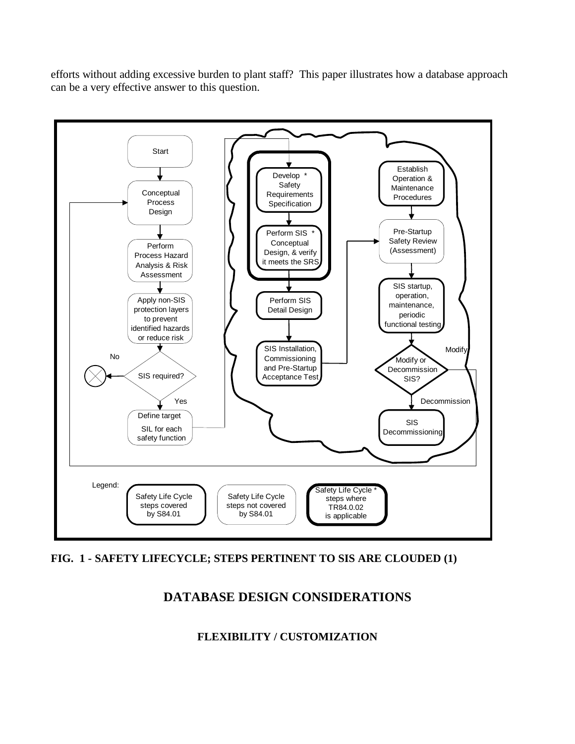efforts without adding excessive burden to plant staff? This paper illustrates how a database approach can be a very effective answer to this question.

**FIG. 1 - SAFETY LIFECYCLE; STEPS PERTINENT TO SIS ARE CLOUDED (1)**

## DATABASE DESIGN CONSIDERATIONS

### FLEXIBILITY / CUSTOMIZATION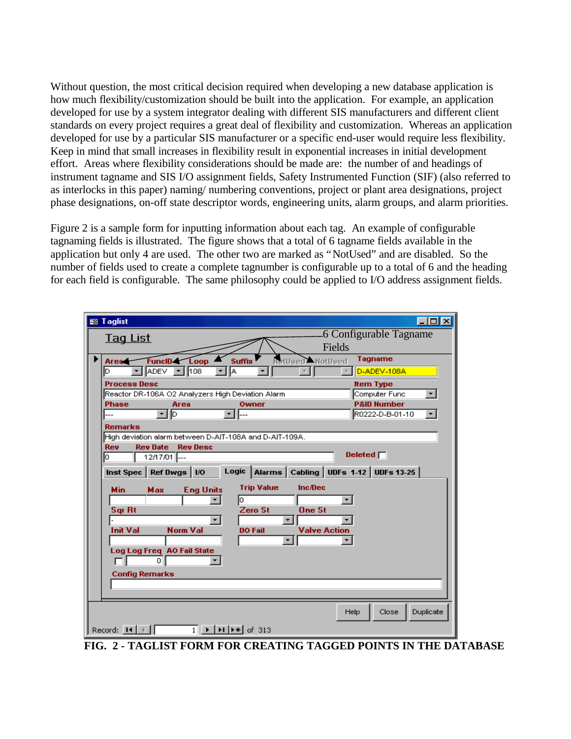Without question, the most critical decision required when developing a new database application is how much flexibility/customization should be built into the application. For example, an application developed for use by a system integrator dealing with different SIS manufacturers and different client standards on every project requires a great deal of flexibility and customization. Whereas an application developed for use by a particular SIS manufacturer or a specific end-user would require less flexibility. Keep in mind that small increases in flexibility result in exponential increases in initial development effort. Areas where flexibility considerations should be made are: the number of and headings of instrument tagname and SIS I/O assignment fields, Safety Instrumented Function (SIF) (also referred to as interlocks in this paper) naming/ numbering conventions, project or plant area designations, project phase designations, on-off state descriptor words, engineering units, alarm groups, and alarm priorities.

Figure 2 is a sample form for inputting information about each tag. An example of configurable tagnaming fields is illustrated. The figure shows that a total of 6 tagname fields available in the application but only 4 are used. The other two are marked as "NotUsed" and are disabled. So the number of fields used to create a complete tagnumber is configurable up to a total of 6 and the heading for each field is configurable. The same philosophy could be applied to I/O address assignment fields.

**FIG. 2 - TAGLIST FORM FOR CREATING TAGGED POINTS IN THE DATABASE**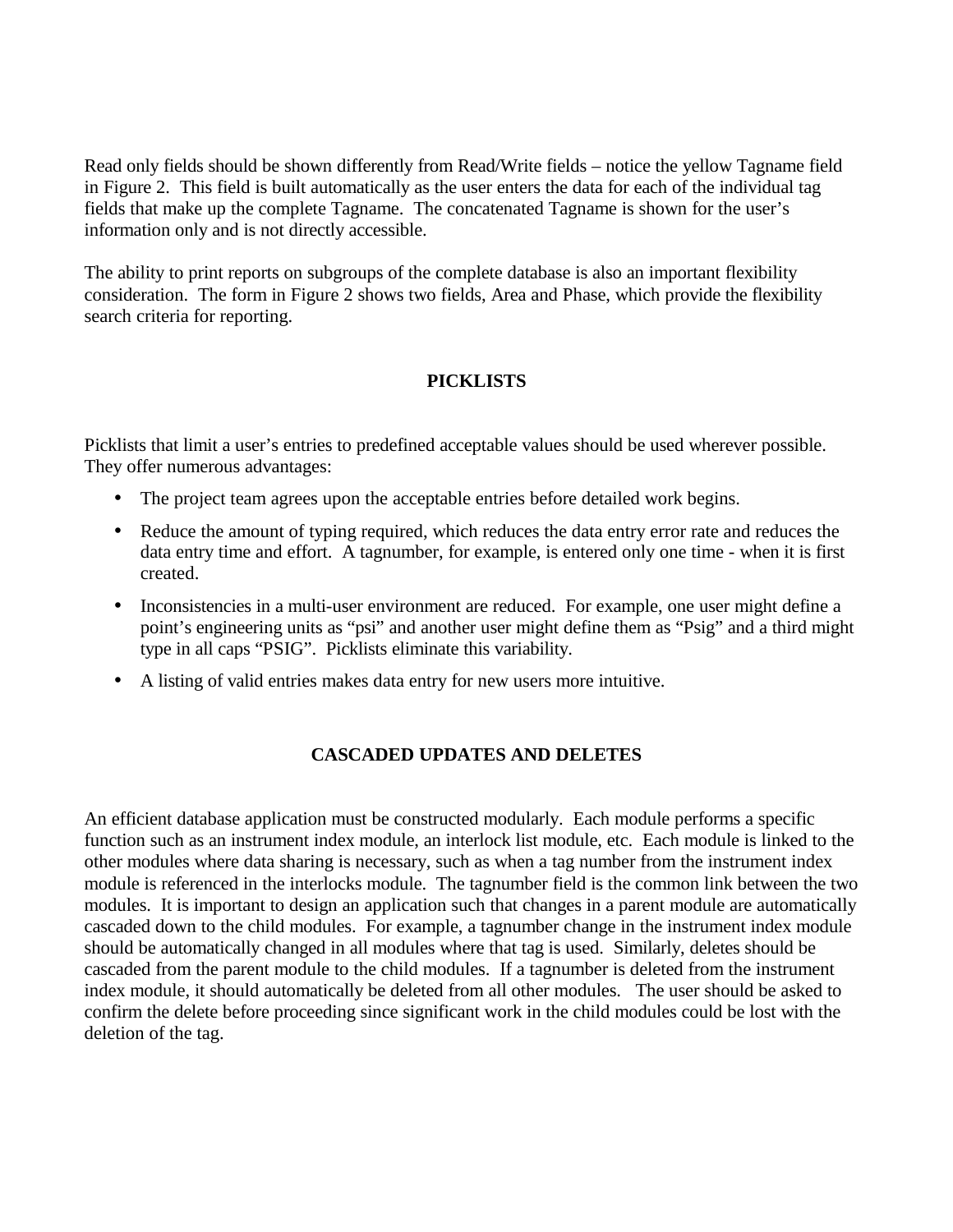Read only fields should be shown differently from Read/Write fields – notice the yellow Tagname field in Figure 2. This field is built automatically as the user enters the data for each of the individual tag fields that make up the complete Tagname. The concatenated Tagname is shown for the user's information only and is not directly accessible.

The ability to print reports on subgroups of the complete database is also an important flexibility consideration. The form in Figure 2 shows two fields, Area and Phase, which provide the flexibility search criteria for reporting.

## PICKLISTS

Picklists that limit a user's entries to predefined acceptable values should be used wherever possible. They offer numerous advantages:

- The project team agrees upon the acceptable entries before detailed work begins.
- Reduce the amount of typing required, which reduces the data entry error rate and reduces the data entry time and effort. A tagnumber, for example, is entered only one time - when it is first created.
- Inconsistencies in a multi-user environment are reduced. For example, one user might define a point's engineering units as "psi" and another user might define them as "Psig" and a third might type in all caps "PSIG". Picklists eliminate this variability.
- A listing of valid entries makes data entry for new users more intuitive.

## CASCADED UPDATES AND DELETES

An efficient database application must be constructed modularly. Each module performs a specific function such as an instrument index module, an interlock list module, etc. Each module is linked to the other modules where data sharing is necessary, such as when a tag number from the instrument index module is referenced in the interlocks module. The tagnumber field is the common link between the two modules. It is important to design an application such that changes in a parent module are automatically cascaded down to the child modules. For example, a tagnumber change in the instrument index module should be automatically changed in all modules where that tag is used. Similarly, deletes should be cascaded from the parent module to the child modules. If a tagnumber is deleted from the instrument index module, it should automatically be deleted from all other modules. The user should be asked to confirm the delete before proceeding since significant work in the child modules could be lost with the deletion of the tag.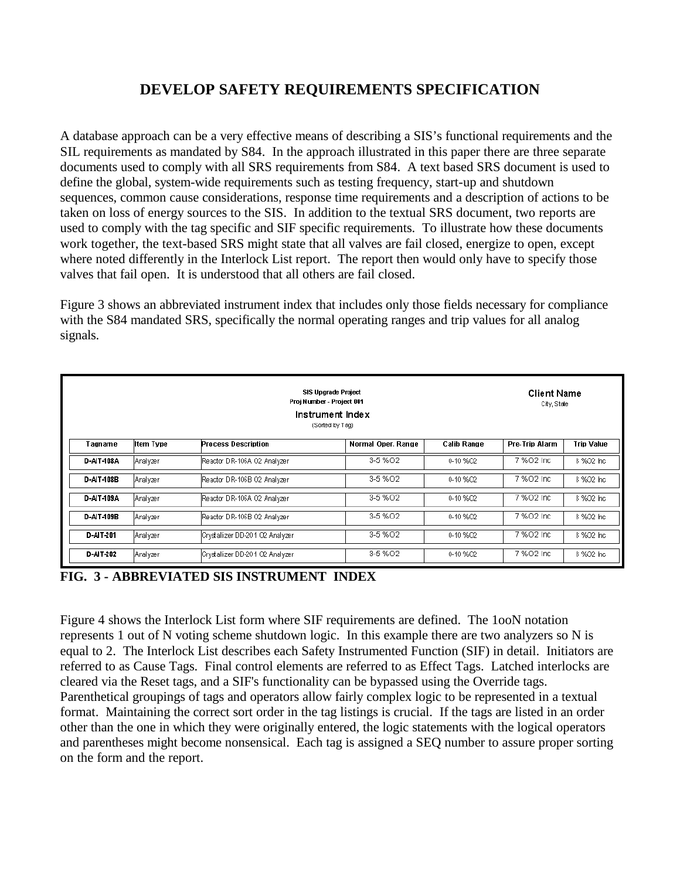# DEVELOP SAFETY REQUIREMENTS SPECIFICATION

A database approach can be a very effective means of describing a SIS's functional requirements and the SIL requirements as mandated by S84. In the approach illustrated in this paper there are three separate documents used to comply with all SRS requirements from S84. A text based SRS document is used to define the global, system-wide requirements such as testing frequency, start-up and shutdown sequences, common cause considerations, response time requirements and a description of actions to be taken on loss of energy sources to the SIS. In addition to the textual SRS document, two reports are used to comply with the tag specific and SIF specific requirements. To illustrate how these documents work together, the text-based SRS might state that all valves are fail closed, energize to open, except where noted differently in the Interlock List report. The report then would only have to specify those valves that fail open. It is understood that all others are fail closed.

Figure 3 shows an abbreviated instrument index that includes only those fields necessary for compliance with the S84 mandated SRS, specifically the normal operating ranges and trip values for all analog signals.

SIS Upgrade Project
Proj Number - Project 001
Instrument Index
(Sorted by Tag)

Client Name
City, State

| Tagname | Item Type | Process Description | Normal Oper. Range | Calib Range | Pre-Trip Alarm | Trip Value |
|---|---|---|---|---|---|---|
| D-AIT-108A | Analyzer | Reactor DR-106A O2 Analyzer | 3-5 %O2 | 0-10 %O2 | 7 %O2 Inc | 8 %O2 Inc |
| D-AIT-108B | Analyzer | Reactor DR-106B O2 Analyzer | 3-5 %O2 | 0-10 %O2 | 7 %O2 Inc | 8 %O2 Inc |
| D-AIT-109A | Analyzer | Reactor DR-106A O2 Analyzer | 3-5 %O2 | 0-10 %O2 | 7 %O2 Inc | 8 %O2 Inc |
| D-AIT-109B | Analyzer | Reactor DR-106B O2 Analyzer | 3-5 %O2 | 0-10 %O2 | 7 %O2 Inc | 8 %O2 Inc |
| D-AIT-201 | Analyzer | Crystallizer DD-201 O2 Analyzer | 3-5 %O2 | 0-10 %O2 | 7 %O2 Inc | 8 %O2 Inc |
| D-AIT-202 | Analyzer | Crystallizer DD-201 O2 Analyzer | 3-5 %O2 | 0-10 %O2 | 7 %O2 Inc | 8 %O2 Inc |

**FIG. 3 - ABBREVIATED SIS INSTRUMENT INDEX**

Figure 4 shows the Interlock List form where SIF requirements are defined. The 1ooN notation represents 1 out of N voting scheme shutdown logic. In this example there are two analyzers so N is equal to 2. The Interlock List describes each Safety Instrumented Function (SIF) in detail. Initiators are referred to as Cause Tags. Final control elements are referred to as Effect Tags. Latched interlocks are cleared via the Reset tags, and a SIF's functionality can be bypassed using the Override tags. Parenthetical groupings of tags and operators allow fairly complex logic to be represented in a textual format. Maintaining the correct sort order in the tag listings is crucial. If the tags are listed in an order other than the one in which they were originally entered, the logic statements with the logical operators and parentheses might become nonsensical. Each tag is assigned a SEQ number to assure proper sorting on the form and the report.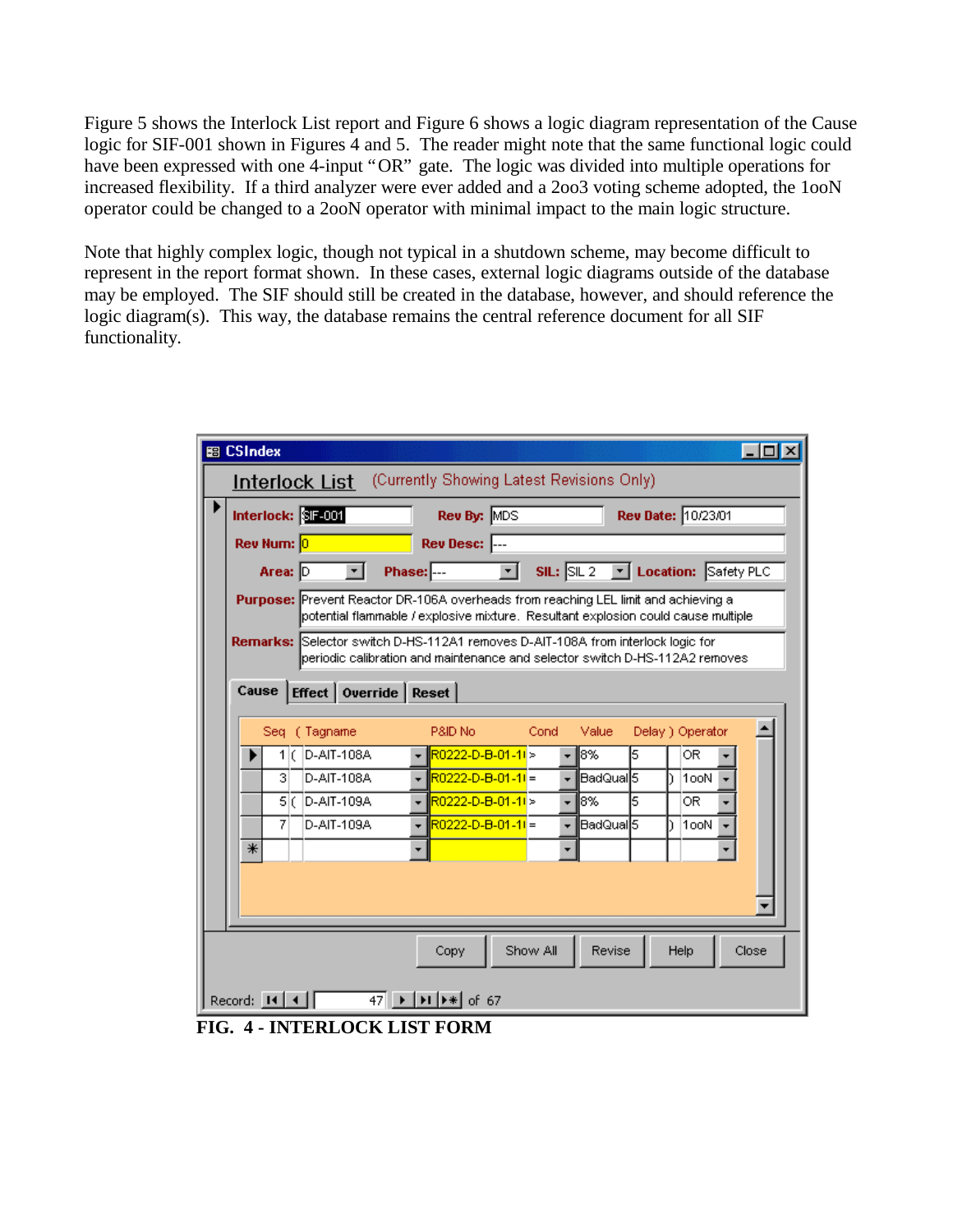Figure 5 shows the Interlock List report and Figure 6 shows a logic diagram representation of the Cause logic for SIF-001 shown in Figures 4 and 5. The reader might note that the same functional logic could have been expressed with one 4-input "OR" gate. The logic was divided into multiple operations for increased flexibility. If a third analyzer were ever added and a 2oo3 voting scheme adopted, the 1ooN operator could be changed to a 2ooN operator with minimal impact to the main logic structure.

Note that highly complex logic, though not typical in a shutdown scheme, may become difficult to represent in the report format shown. In these cases, external logic diagrams outside of the database may be employed. The SIF should still be created in the database, however, and should reference the logic diagram(s). This way, the database remains the central reference document for all SIF functionality.

**CSIndex**

**Interlock List** (Currently Showing Latest Revisions Only)

**Interlock:** SIF-001 **Rev By:** MDS **Rev Date:** 10/23/01

**Rev Num:** 0 **Rev Desc:** ---

**Area:** D **Phase:** --- **SIL:** SIL 2 **Location:** Safety PLC

**Purpose:** Prevent Reactor DR-106A overheads from reaching LEL limit and achieving a potential flammable / explosive mixture. Resultant explosion could cause multiple

**Remarks:** Selector switch D-HS-112A1 removes D-AIT-108A from interlock logic for periodic calibration and maintenance and selector switch D-HS-112A2 removes

Cause | Effect | Override | Reset

| Seq | ( | Tagname | P&ID No | Cond | Value | Delay | ) | Operator |
|---|---|---|---|---|---|---|---|---|
| 1 | ( | D-AIT-108A | R0222-D-B-01-1 | > | 8% | 5 | | OR |
| 3 | | D-AIT-108A | R0222-D-B-01-1 | = | BadQual | 5 | ) | 1ooN |
| 5 | ( | D-AIT-109A | R0222-D-B-01-1 | > | 8% | 5 | | OR |
| 7 | | D-AIT-109A | R0222-D-B-01-1 | = | BadQual | 5 | ) | 1ooN |

Copy | Show All | Revise | Help | Close

Record: 47 of 67

**FIG. 4 - INTERLOCK LIST FORM**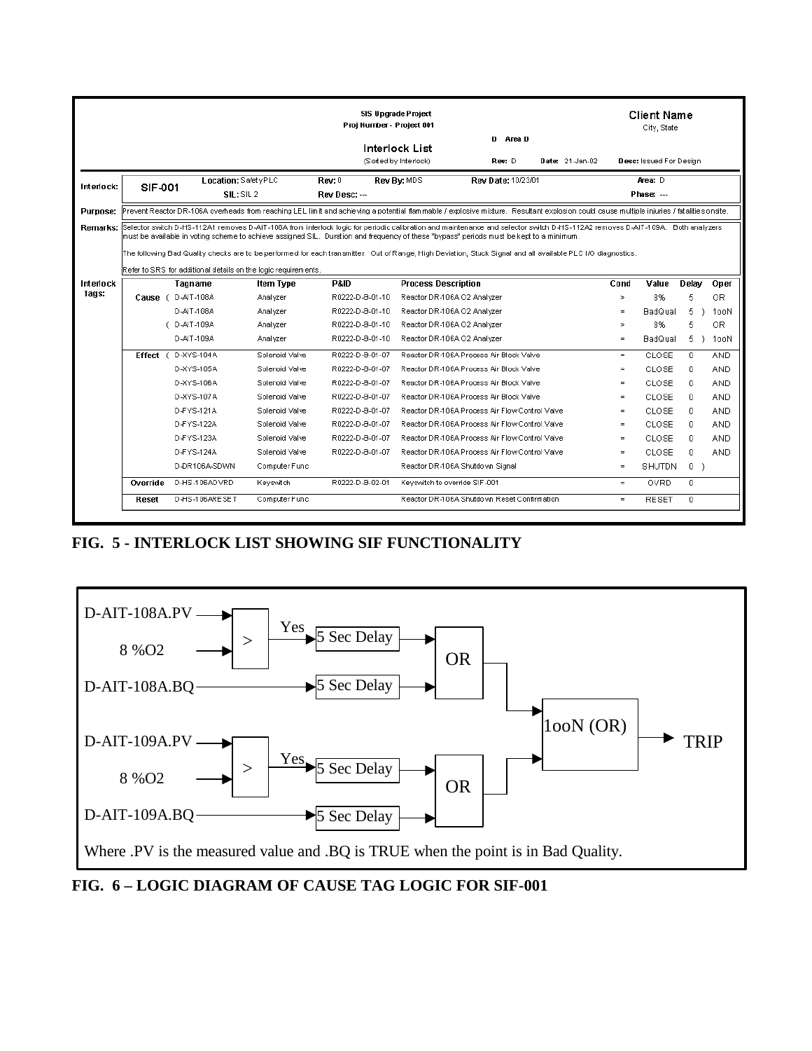| | SIS Upgrade Project<br>Proj Number - Project 001<br>Interlock List<br>(Sorted by Interlock) | D Area D<br>Rev: D Date: 21-Jan-02 | Client Name<br>City, State<br>Desc: Issued For Design |
|---|---|---|---|

**Interlock:** SIF-001 — Location: Safety PLC — SIL: SIL 2 — Rev: 0 — Rev Desc: --- — Rev By: MDS — Rev Date: 10/23/01 — Area: D — Phase: ---

**Purpose:** Prevent Reactor DR-106A overheads from reaching LEL limit and achieving a potential flammable / explosive mixture. Resultant explosion could cause multiple injuries / fatalities onsite.

**Remarks:** Selector switch D-HS-112A1 removes D-AIT-108A from interlock logic for periodic calibration and maintenance and selector switch D-HS-112A2 removes D-AIT-109A. Both analyzers must be available in voting scheme to achieve assigned SIL. Duration and frequency of these "bypass" periods must be kept to a minimum.

The following Bad Quality checks are to be performed for each transmitter: Out of Range, High Deviation, Stuck Signal and all available PLC I/O diagnostics.

Refer to SRS for additional details on the logic requirements.

**Interlock Tags:**

| | Tagname | Item Type | P&ID | Process Description | Cond | Value | Delay | Oper |
|---|---|---|---|---|---|---|---|---|
| Cause ( | D-AIT-108A | Analyzer | R0222-D-B-01-10 | Reactor DR-106A O2 Analyzer | > | 8% | 5 | OR |
| | D-AIT-108A | Analyzer | R0222-D-B-01-10 | Reactor DR-106A O2 Analyzer | = | BadQual | 5 ) | 1ooN |
| ( | D-AIT-109A | Analyzer | R0222-D-B-01-10 | Reactor DR-106A O2 Analyzer | > | 8% | 5 | OR |
| | D-AIT-109A | Analyzer | R0222-D-B-01-10 | Reactor DR-106A O2 Analyzer | = | BadQual | 5 ) | 1ooN |
| Effect ( | D-XYS-104A | Solenoid Valve | R0222-D-B-01-07 | Reactor DR-106A Process Air Block Valve | = | CLOSE | 0 | AND |
| | D-XYS-105A | Solenoid Valve | R0222-D-B-01-07 | Reactor DR-106A Process Air Block Valve | = | CLOSE | 0 | AND |
| | D-XYS-106A | Solenoid Valve | R0222-D-B-01-07 | Reactor DR-106A Process Air Block Valve | = | CLOSE | 0 | AND |
| | D-XYS-107A | Solenoid Valve | R0222-D-B-01-07 | Reactor DR-106A Process Air Block Valve | = | CLOSE | 0 | AND |
| | D-FYS-121A | Solenoid Valve | R0222-D-B-01-07 | Reactor DR-106A Process Air Flow Control Valve | = | CLOSE | 0 | AND |
| | D-FYS-122A | Solenoid Valve | R0222-D-B-01-07 | Reactor DR-106A Process Air Flow Control Valve | = | CLOSE | 0 | AND |
| | D-FYS-123A | Solenoid Valve | R0222-D-B-01-07 | Reactor DR-106A Process Air Flow Control Valve | = | CLOSE | 0 | AND |
| | D-FYS-124A | Solenoid Valve | R0222-D-B-01-07 | Reactor DR-106A Process Air Flow Control Valve | = | CLOSE | 0 | AND |
| | D-DR106A-SDWN | Computer Func | | Reactor DR-106A Shutdown Signal | = | SHUTDN | 0 ) | |
| Override | D-HS-106AOVRD | Keyswitch | R0222-D-B-02-01 | Keyswitch to override SIF-001 | = | OVRD | 0 | |
| Reset | D-HS-106ARESET | Computer Func | | Reactor DR-106A Shutdown Reset Confirmation | = | RESET | 0 | |

**FIG. 5 - INTERLOCK LIST SHOWING SIF FUNCTIONALITY**

D-AIT-108A.PV, 8 %O2 → > → Yes → 5 Sec Delay → OR
D-AIT-108A.BQ → 5 Sec Delay → OR
D-AIT-109A.PV, 8 %O2 → > → Yes → 5 Sec Delay → OR
D-AIT-109A.BQ → 5 Sec Delay → OR
OR, OR → 1ooN (OR) → TRIP

Where .PV is the measured value and .BQ is TRUE when the point is in Bad Quality.

**FIG. 6 – LOGIC DIAGRAM OF CAUSE TAG LOGIC FOR SIF-001**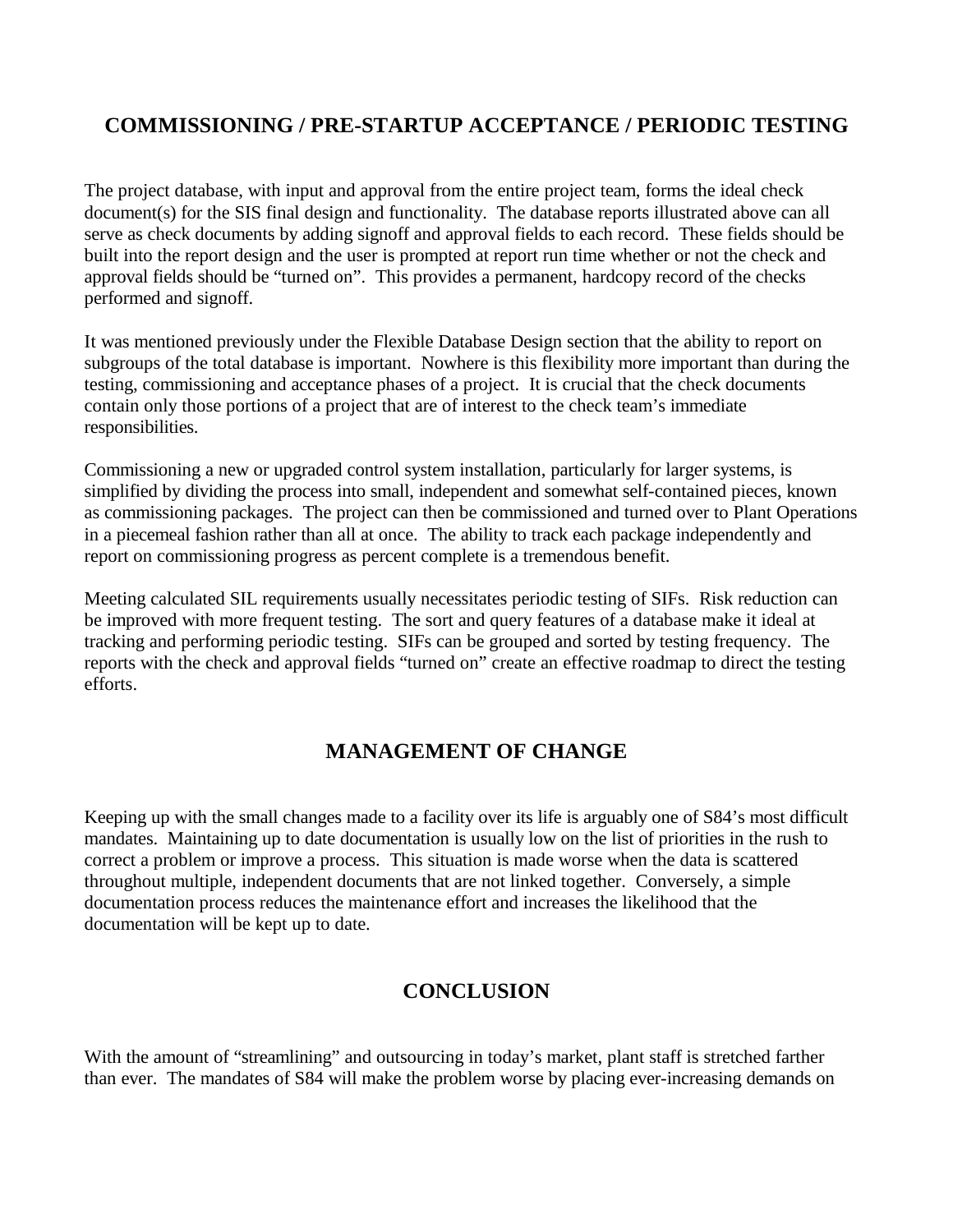## COMMISSIONING / PRE-STARTUP ACCEPTANCE / PERIODIC TESTING

The project database, with input and approval from the entire project team, forms the ideal check document(s) for the SIS final design and functionality. The database reports illustrated above can all serve as check documents by adding signoff and approval fields to each record. These fields should be built into the report design and the user is prompted at report run time whether or not the check and approval fields should be "turned on". This provides a permanent, hardcopy record of the checks performed and signoff.

It was mentioned previously under the Flexible Database Design section that the ability to report on subgroups of the total database is important. Nowhere is this flexibility more important than during the testing, commissioning and acceptance phases of a project. It is crucial that the check documents contain only those portions of a project that are of interest to the check team's immediate responsibilities.

Commissioning a new or upgraded control system installation, particularly for larger systems, is simplified by dividing the process into small, independent and somewhat self-contained pieces, known as commissioning packages. The project can then be commissioned and turned over to Plant Operations in a piecemeal fashion rather than all at once. The ability to track each package independently and report on commissioning progress as percent complete is a tremendous benefit.

Meeting calculated SIL requirements usually necessitates periodic testing of SIFs. Risk reduction can be improved with more frequent testing. The sort and query features of a database make it ideal at tracking and performing periodic testing. SIFs can be grouped and sorted by testing frequency. The reports with the check and approval fields "turned on" create an effective roadmap to direct the testing efforts.

## MANAGEMENT OF CHANGE

Keeping up with the small changes made to a facility over its life is arguably one of S84's most difficult mandates. Maintaining up to date documentation is usually low on the list of priorities in the rush to correct a problem or improve a process. This situation is made worse when the data is scattered throughout multiple, independent documents that are not linked together. Conversely, a simple documentation process reduces the maintenance effort and increases the likelihood that the documentation will be kept up to date.

## CONCLUSION

With the amount of "streamlining" and outsourcing in today's market, plant staff is stretched farther than ever. The mandates of S84 will make the problem worse by placing ever-increasing demands on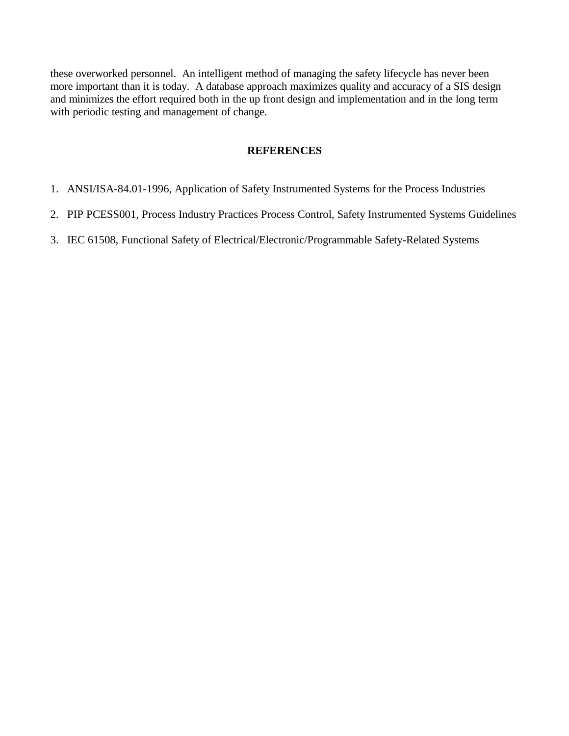these overworked personnel. An intelligent method of managing the safety lifecycle has never been more important than it is today. A database approach maximizes quality and accuracy of a SIS design and minimizes the effort required both in the up front design and implementation and in the long term with periodic testing and management of change.

## REFERENCES

1. ANSI/ISA-84.01-1996, Application of Safety Instrumented Systems for the Process Industries
2. PIP PCESS001, Process Industry Practices Process Control, Safety Instrumented Systems Guidelines
3. IEC 61508, Functional Safety of Electrical/Electronic/Programmable Safety-Related Systems